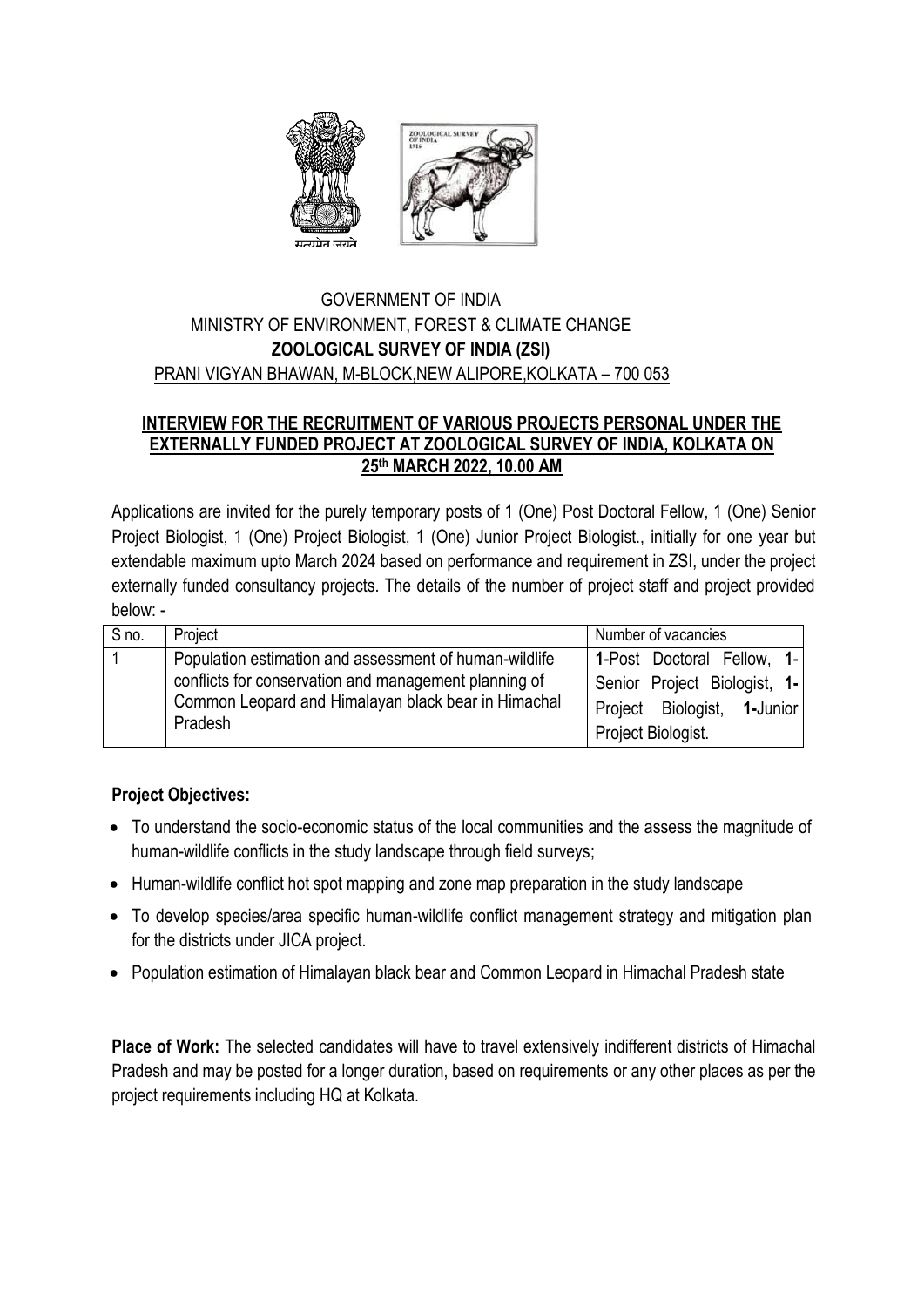सत्यमेव जयते

ZOOLOGICAL SURVEY OF INDIA 1916

GOVERNMENT OF INDIA
MINISTRY OF ENVIRONMENT, FOREST & CLIMATE CHANGE
**ZOOLOGICAL SURVEY OF INDIA (ZSI)**
PRANI VIGYAN BHAWAN, M-BLOCK,NEW ALIPORE,KOLKATA – 700 053

## INTERVIEW FOR THE RECRUITMENT OF VARIOUS PROJECTS PERSONAL UNDER THE EXTERNALLY FUNDED PROJECT AT ZOOLOGICAL SURVEY OF INDIA, KOLKATA ON 25th MARCH 2022, 10.00 AM

Applications are invited for the purely temporary posts of 1 (One) Post Doctoral Fellow, 1 (One) Senior Project Biologist, 1 (One) Project Biologist, 1 (One) Junior Project Biologist., initially for one year but extendable maximum upto March 2024 based on performance and requirement in ZSI, under the project externally funded consultancy projects. The details of the number of project staff and project provided below: -

| S no. | Project | Number of vacancies |
|---|---|---|
| 1 | Population estimation and assessment of human-wildlife conflicts for conservation and management planning of Common Leopard and Himalayan black bear in Himachal Pradesh | **1**-Post Doctoral Fellow, **1**-Senior Project Biologist, **1**-Project Biologist, **1**-Junior Project Biologist. |

**Project Objectives:**

- To understand the socio-economic status of the local communities and the assess the magnitude of human-wildlife conflicts in the study landscape through field surveys;
- Human-wildlife conflict hot spot mapping and zone map preparation in the study landscape
- To develop species/area specific human-wildlife conflict management strategy and mitigation plan for the districts under JICA project.
- Population estimation of Himalayan black bear and Common Leopard in Himachal Pradesh state

**Place of Work:** The selected candidates will have to travel extensively indifferent districts of Himachal Pradesh and may be posted for a longer duration, based on requirements or any other places as per the project requirements including HQ at Kolkata.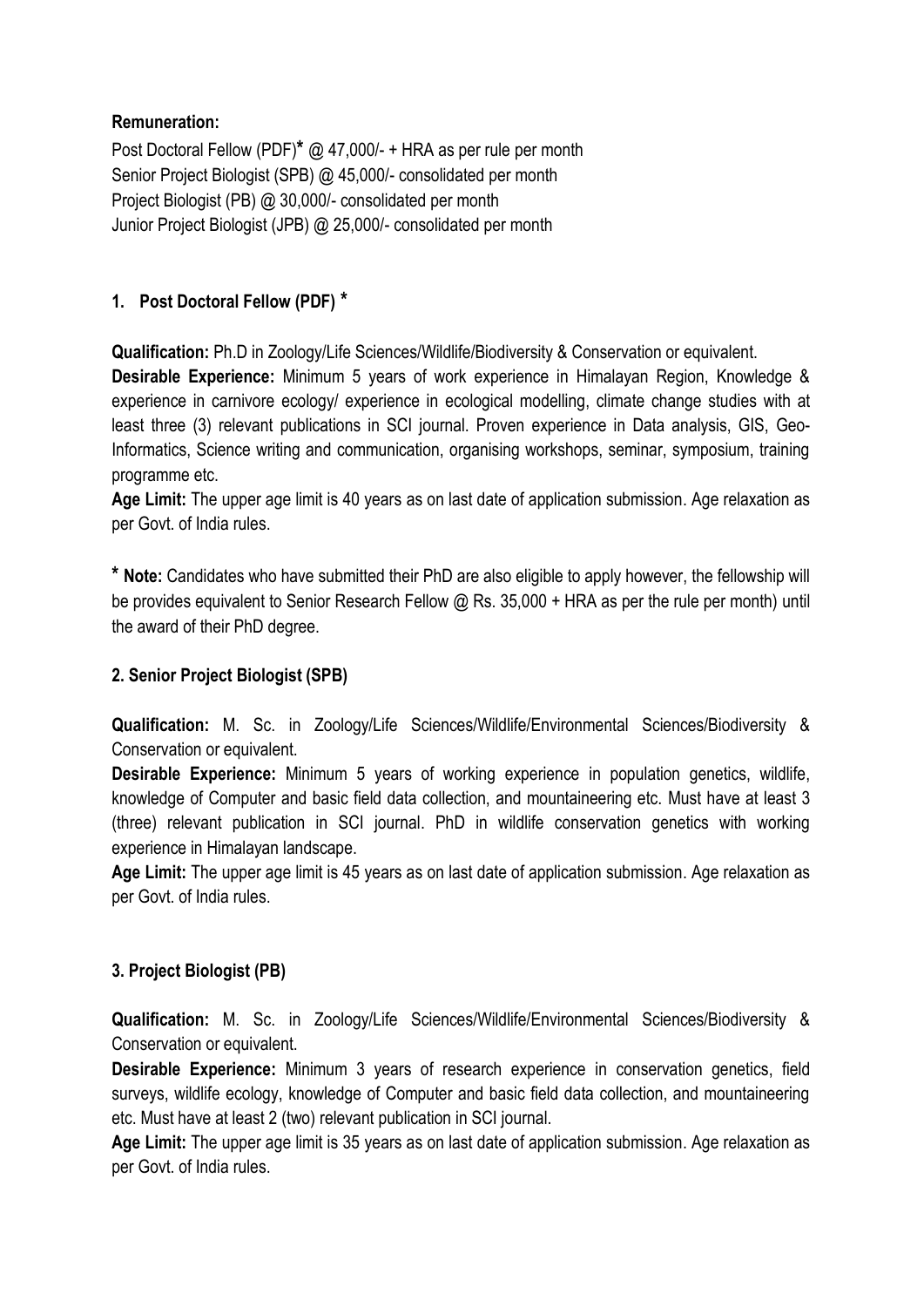**Remuneration:**

Post Doctoral Fellow (PDF)* @ 47,000/- + HRA as per rule per month
Senior Project Biologist (SPB) @ 45,000/- consolidated per month
Project Biologist (PB) @ 30,000/- consolidated per month
Junior Project Biologist (JPB) @ 25,000/- consolidated per month

**1. Post Doctoral Fellow (PDF) ***

**Qualification:** Ph.D in Zoology/Life Sciences/Wildlife/Biodiversity & Conservation or equivalent.

**Desirable Experience:** Minimum 5 years of work experience in Himalayan Region, Knowledge & experience in carnivore ecology/ experience in ecological modelling, climate change studies with at least three (3) relevant publications in SCI journal. Proven experience in Data analysis, GIS, Geo-Informatics, Science writing and communication, organising workshops, seminar, symposium, training programme etc.

**Age Limit:** The upper age limit is 40 years as on last date of application submission. Age relaxation as per Govt. of India rules.

*** Note:** Candidates who have submitted their PhD are also eligible to apply however, the fellowship will be provides equivalent to Senior Research Fellow @ Rs. 35,000 + HRA as per the rule per month) until the award of their PhD degree.

**2. Senior Project Biologist (SPB)**

**Qualification:** M. Sc. in Zoology/Life Sciences/Wildlife/Environmental Sciences/Biodiversity & Conservation or equivalent.

**Desirable Experience:** Minimum 5 years of working experience in population genetics, wildlife, knowledge of Computer and basic field data collection, and mountaineering etc. Must have at least 3 (three) relevant publication in SCI journal. PhD in wildlife conservation genetics with working experience in Himalayan landscape.

**Age Limit:** The upper age limit is 45 years as on last date of application submission. Age relaxation as per Govt. of India rules.

**3. Project Biologist (PB)**

**Qualification:** M. Sc. in Zoology/Life Sciences/Wildlife/Environmental Sciences/Biodiversity & Conservation or equivalent.

**Desirable Experience:** Minimum 3 years of research experience in conservation genetics, field surveys, wildlife ecology, knowledge of Computer and basic field data collection, and mountaineering etc. Must have at least 2 (two) relevant publication in SCI journal.

**Age Limit:** The upper age limit is 35 years as on last date of application submission. Age relaxation as per Govt. of India rules.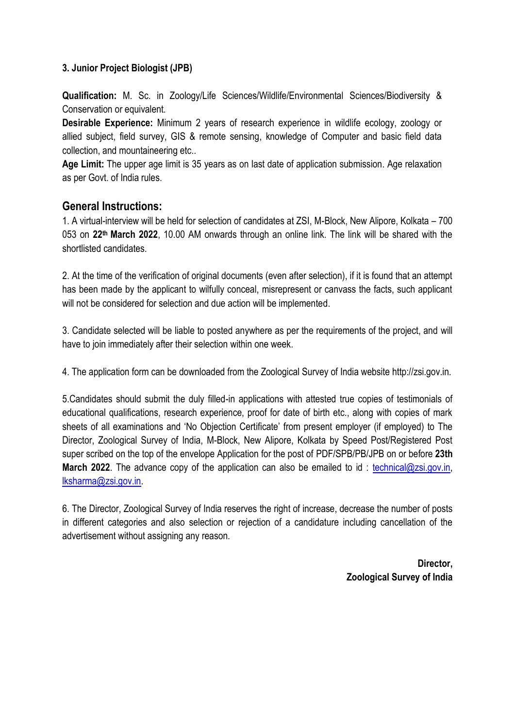### 3. Junior Project Biologist (JPB)

**Qualification:** M. Sc. in Zoology/Life Sciences/Wildlife/Environmental Sciences/Biodiversity & Conservation or equivalent.

**Desirable Experience:** Minimum 2 years of research experience in wildlife ecology, zoology or allied subject, field survey, GIS & remote sensing, knowledge of Computer and basic field data collection, and mountaineering etc..

**Age Limit:** The upper age limit is 35 years as on last date of application submission. Age relaxation as per Govt. of India rules.

## General Instructions:

1. A virtual-interview will be held for selection of candidates at ZSI, M-Block, New Alipore, Kolkata – 700 053 on **22th March 2022**, 10.00 AM onwards through an online link. The link will be shared with the shortlisted candidates.

2. At the time of the verification of original documents (even after selection), if it is found that an attempt has been made by the applicant to wilfully conceal, misrepresent or canvass the facts, such applicant will not be considered for selection and due action will be implemented.

3. Candidate selected will be liable to posted anywhere as per the requirements of the project, and will have to join immediately after their selection within one week.

4. The application form can be downloaded from the Zoological Survey of India website http://zsi.gov.in.

5.Candidates should submit the duly filled-in applications with attested true copies of testimonials of educational qualifications, research experience, proof for date of birth etc., along with copies of mark sheets of all examinations and 'No Objection Certificate' from present employer (if employed) to The Director, Zoological Survey of India, M-Block, New Alipore, Kolkata by Speed Post/Registered Post super scribed on the top of the envelope Application for the post of PDF/SPB/PB/JPB on or before **23th March 2022**. The advance copy of the application can also be emailed to id : technical@zsi.gov.in, lksharma@zsi.gov.in.

6. The Director, Zoological Survey of India reserves the right of increase, decrease the number of posts in different categories and also selection or rejection of a candidature including cancellation of the advertisement without assigning any reason.

**Director,**
**Zoological Survey of India**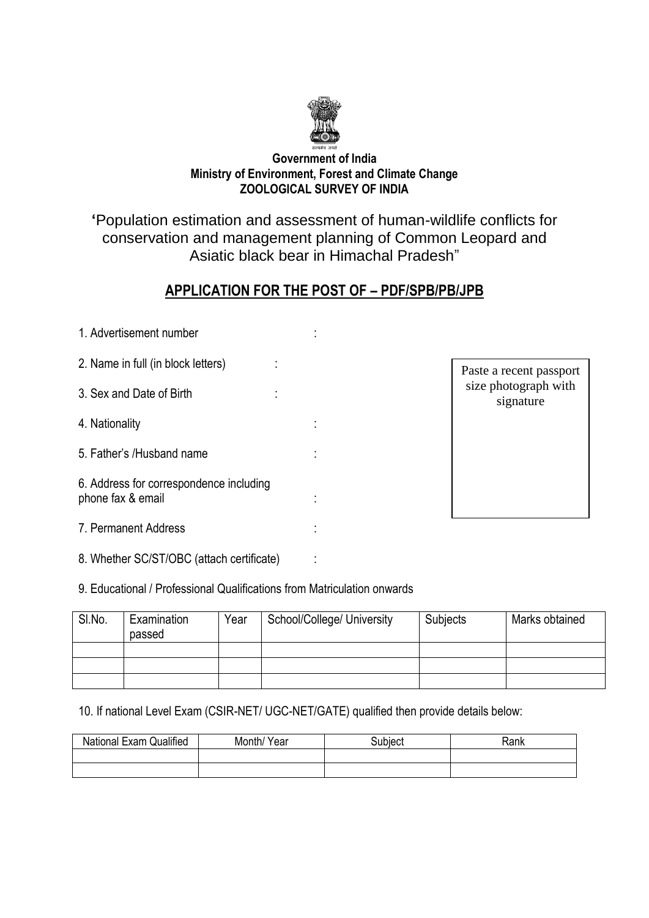Government of India
Ministry of Environment, Forest and Climate Change
ZOOLOGICAL SURVEY OF INDIA

'Population estimation and assessment of human-wildlife conflicts for conservation and management planning of Common Leopard and Asiatic black bear in Himachal Pradesh"

## APPLICATION FOR THE POST OF – PDF/SPB/PB/JPB

1. Advertisement number :
2. Name in full (in block letters) :
3. Sex and Date of Birth :
4. Nationality :
5. Father's /Husband name :
6. Address for correspondence including phone fax & email :
7. Permanent Address :
8. Whether SC/ST/OBC (attach certificate) :

Paste a recent passport size photograph with signature

9. Educational / Professional Qualifications from Matriculation onwards

| Sl.No. | Examination passed | Year | School/College/ University | Subjects | Marks obtained |
|---|---|---|---|---|---|
| | | | | | |
| | | | | | |
| | | | | | |

10. If national Level Exam (CSIR-NET/ UGC-NET/GATE) qualified then provide details below:

| National Exam Qualified | Month/ Year | Subject | Rank |
|---|---|---|---|
| | | | |
| | | | |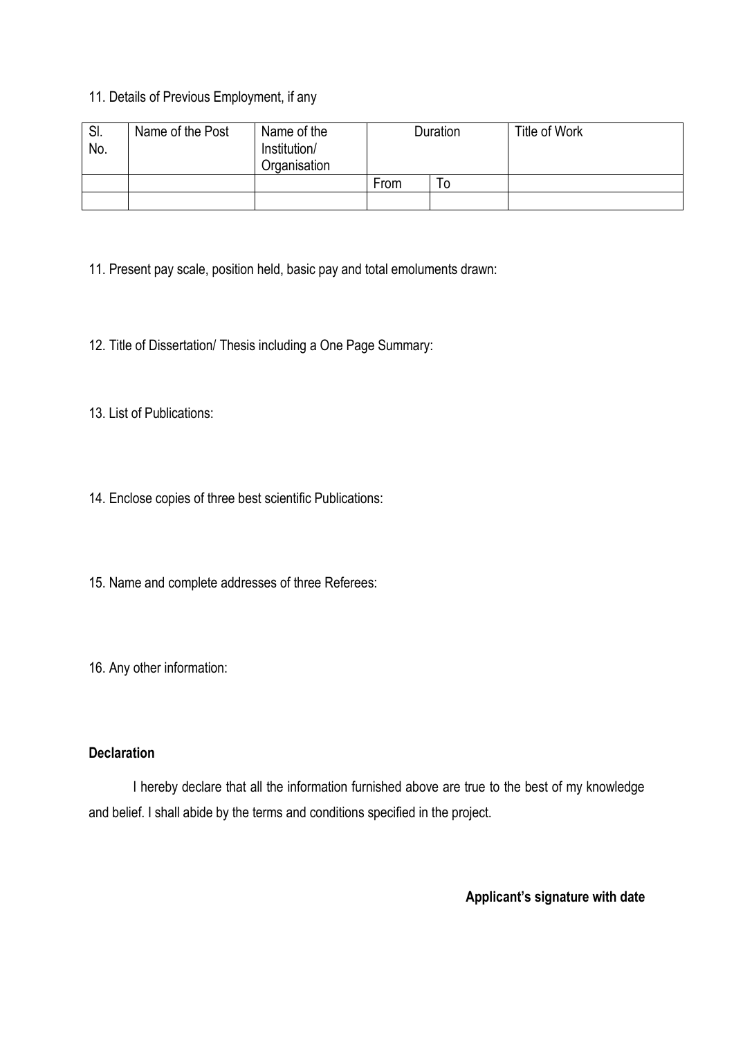11. Details of Previous Employment, if any

| Sl. No. | Name of the Post | Name of the Institution/ Organisation | Duration | | Title of Work |
|---|---|---|---|---|---|
| | | | From | To | |
| | | | | | |

11. Present pay scale, position held, basic pay and total emoluments drawn:

12. Title of Dissertation/ Thesis including a One Page Summary:

13. List of Publications:

14. Enclose copies of three best scientific Publications:

15. Name and complete addresses of three Referees:

16. Any other information:

**Declaration**

I hereby declare that all the information furnished above are true to the best of my knowledge and belief. I shall abide by the terms and conditions specified in the project.

**Applicant's signature with date**